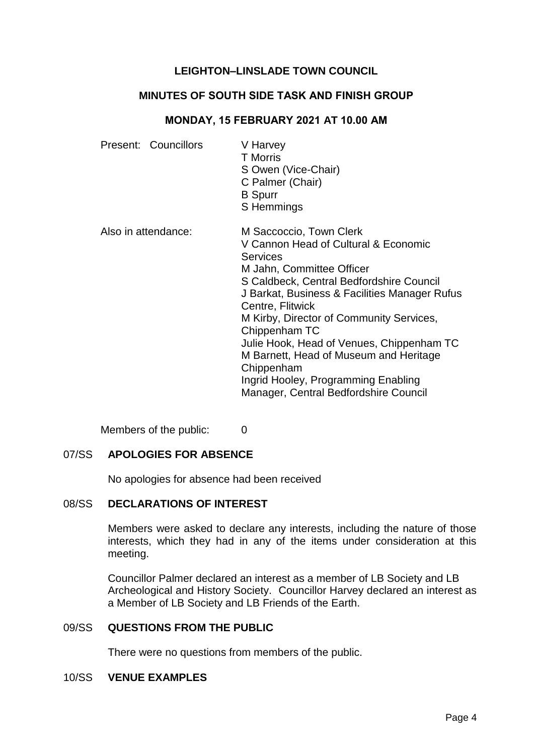# LEIGHTON–LINSLADE TOWN COUNCIL

## MINUTES OF SOUTH SIDE TASK AND FINISH GROUP

### MONDAY, 15 FEBRUARY 2021 AT 10.00 AM

| | |
|---|---|
| Present: Councillors | V Harvey<br>T Morris<br>S Owen (Vice-Chair)<br>C Palmer (Chair)<br>B Spurr<br>S Hemmings |
| Also in attendance: | M Saccoccio, Town Clerk<br>V Cannon Head of Cultural & Economic Services<br>M Jahn, Committee Officer<br>S Caldbeck, Central Bedfordshire Council<br>J Barkat, Business & Facilities Manager Rufus Centre, Flitwick<br>M Kirby, Director of Community Services, Chippenham TC<br>Julie Hook, Head of Venues, Chippenham TC<br>M Barnett, Head of Museum and Heritage Chippenham<br>Ingrid Hooley, Programming Enabling Manager, Central Bedfordshire Council |

Members of the public: 0

**07/SS APOLOGIES FOR ABSENCE**

No apologies for absence had been received

**08/SS DECLARATIONS OF INTEREST**

Members were asked to declare any interests, including the nature of those interests, which they had in any of the items under consideration at this meeting.

Councillor Palmer declared an interest as a member of LB Society and LB Archeological and History Society. Councillor Harvey declared an interest as a Member of LB Society and LB Friends of the Earth.

**09/SS QUESTIONS FROM THE PUBLIC**

There were no questions from members of the public.

**10/SS VENUE EXAMPLES**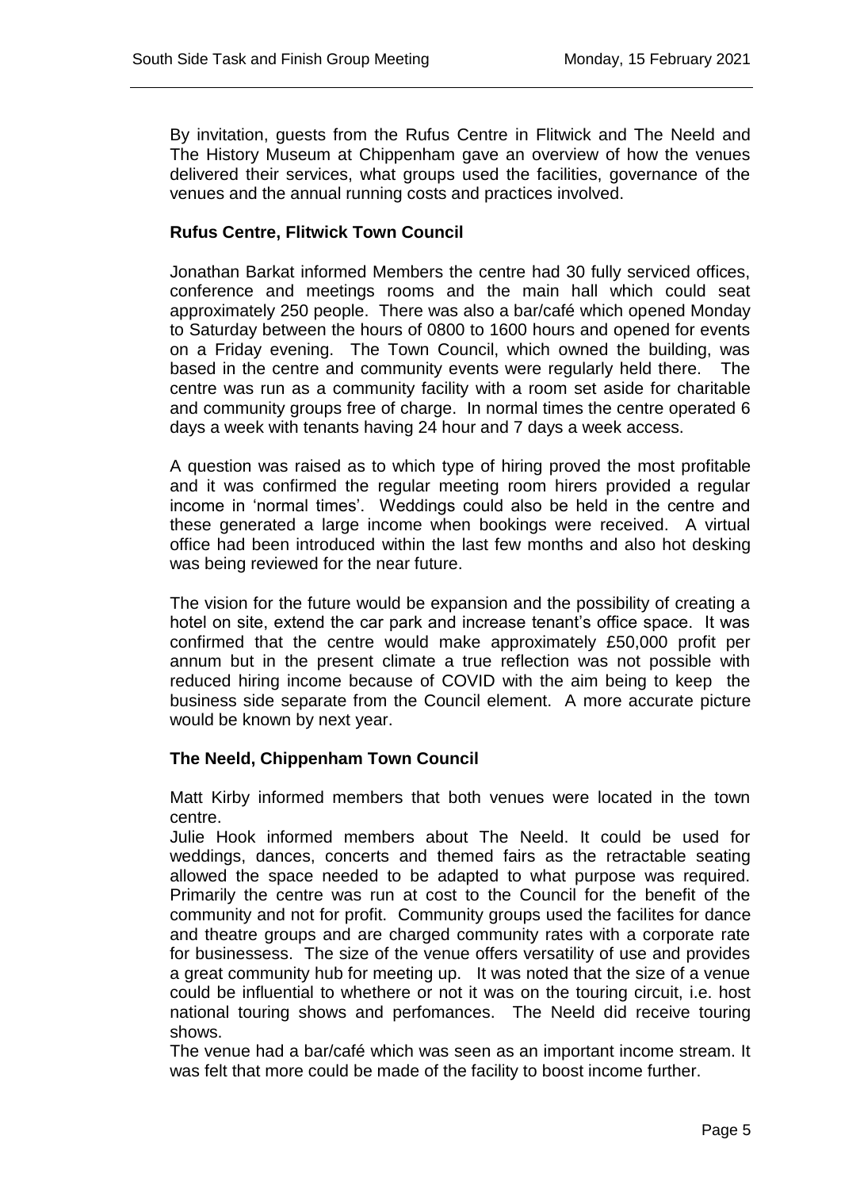By invitation, guests from the Rufus Centre in Flitwick and The Neeld and The History Museum at Chippenham gave an overview of how the venues delivered their services, what groups used the facilities, governance of the venues and the annual running costs and practices involved.

**Rufus Centre, Flitwick Town Council**

Jonathan Barkat informed Members the centre had 30 fully serviced offices, conference and meetings rooms and the main hall which could seat approximately 250 people. There was also a bar/café which opened Monday to Saturday between the hours of 0800 to 1600 hours and opened for events on a Friday evening. The Town Council, which owned the building, was based in the centre and community events were regularly held there. The centre was run as a community facility with a room set aside for charitable and community groups free of charge. In normal times the centre operated 6 days a week with tenants having 24 hour and 7 days a week access.

A question was raised as to which type of hiring proved the most profitable and it was confirmed the regular meeting room hirers provided a regular income in 'normal times'. Weddings could also be held in the centre and these generated a large income when bookings were received. A virtual office had been introduced within the last few months and also hot desking was being reviewed for the near future.

The vision for the future would be expansion and the possibility of creating a hotel on site, extend the car park and increase tenant's office space. It was confirmed that the centre would make approximately £50,000 profit per annum but in the present climate a true reflection was not possible with reduced hiring income because of COVID with the aim being to keep the business side separate from the Council element. A more accurate picture would be known by next year.

**The Neeld, Chippenham Town Council**

Matt Kirby informed members that both venues were located in the town centre.

Julie Hook informed members about The Neeld. It could be used for weddings, dances, concerts and themed fairs as the retractable seating allowed the space needed to be adapted to what purpose was required. Primarily the centre was run at cost to the Council for the benefit of the community and not for profit. Community groups used the facilites for dance and theatre groups and are charged community rates with a corporate rate for businessess. The size of the venue offers versatility of use and provides a great community hub for meeting up. It was noted that the size of a venue could be influential to whethere or not it was on the touring circuit, i.e. host national touring shows and perfomances. The Neeld did receive touring shows.

The venue had a bar/café which was seen as an important income stream. It was felt that more could be made of the facility to boost income further.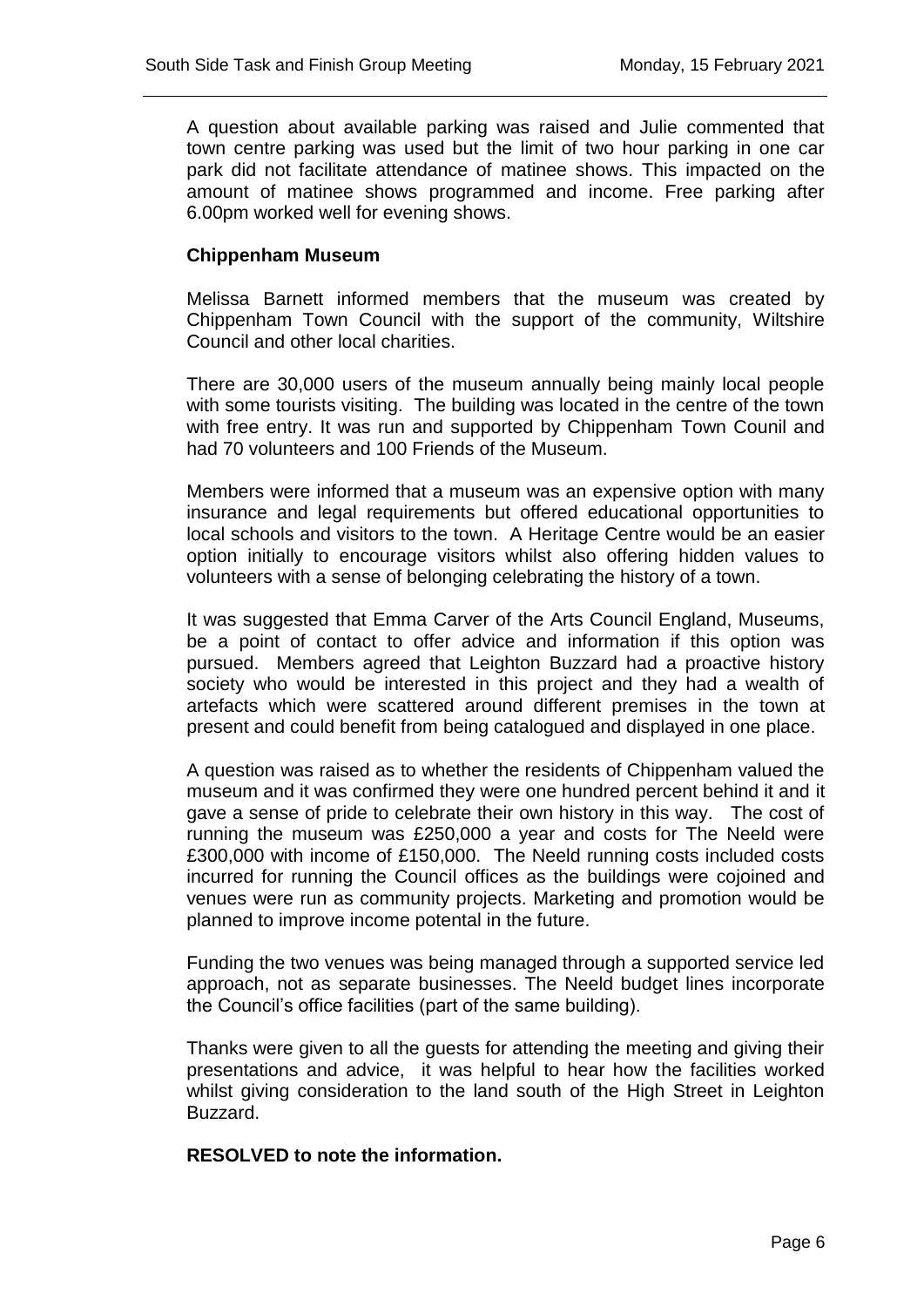A question about available parking was raised and Julie commented that town centre parking was used but the limit of two hour parking in one car park did not facilitate attendance of matinee shows. This impacted on the amount of matinee shows programmed and income. Free parking after 6.00pm worked well for evening shows.

**Chippenham Museum**

Melissa Barnett informed members that the museum was created by Chippenham Town Council with the support of the community, Wiltshire Council and other local charities.

There are 30,000 users of the museum annually being mainly local people with some tourists visiting. The building was located in the centre of the town with free entry. It was run and supported by Chippenham Town Counil and had 70 volunteers and 100 Friends of the Museum.

Members were informed that a museum was an expensive option with many insurance and legal requirements but offered educational opportunities to local schools and visitors to the town. A Heritage Centre would be an easier option initially to encourage visitors whilst also offering hidden values to volunteers with a sense of belonging celebrating the history of a town.

It was suggested that Emma Carver of the Arts Council England, Museums, be a point of contact to offer advice and information if this option was pursued. Members agreed that Leighton Buzzard had a proactive history society who would be interested in this project and they had a wealth of artefacts which were scattered around different premises in the town at present and could benefit from being catalogued and displayed in one place.

A question was raised as to whether the residents of Chippenham valued the museum and it was confirmed they were one hundred percent behind it and it gave a sense of pride to celebrate their own history in this way. The cost of running the museum was £250,000 a year and costs for The Neeld were £300,000 with income of £150,000. The Neeld running costs included costs incurred for running the Council offices as the buildings were cojoined and venues were run as community projects. Marketing and promotion would be planned to improve income potental in the future.

Funding the two venues was being managed through a supported service led approach, not as separate businesses. The Neeld budget lines incorporate the Council's office facilities (part of the same building).

Thanks were given to all the guests for attending the meeting and giving their presentations and advice, it was helpful to hear how the facilities worked whilst giving consideration to the land south of the High Street in Leighton Buzzard.

**RESOLVED to note the information.**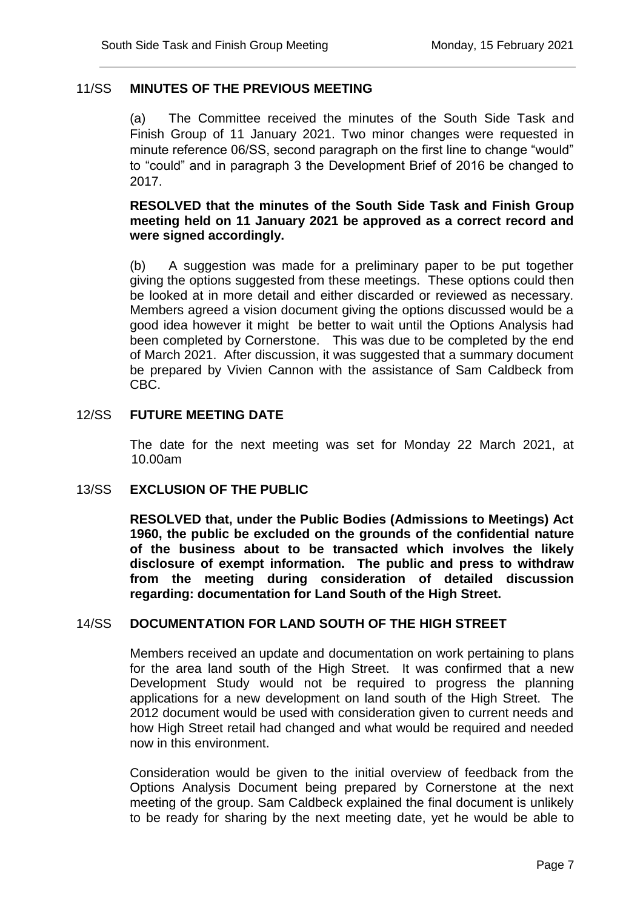## 11/SS MINUTES OF THE PREVIOUS MEETING

(a) The Committee received the minutes of the South Side Task and Finish Group of 11 January 2021. Two minor changes were requested in minute reference 06/SS, second paragraph on the first line to change "would" to "could" and in paragraph 3 the Development Brief of 2016 be changed to 2017.

**RESOLVED that the minutes of the South Side Task and Finish Group meeting held on 11 January 2021 be approved as a correct record and were signed accordingly.**

(b) A suggestion was made for a preliminary paper to be put together giving the options suggested from these meetings. These options could then be looked at in more detail and either discarded or reviewed as necessary. Members agreed a vision document giving the options discussed would be a good idea however it might be better to wait until the Options Analysis had been completed by Cornerstone. This was due to be completed by the end of March 2021. After discussion, it was suggested that a summary document be prepared by Vivien Cannon with the assistance of Sam Caldbeck from CBC.

## 12/SS FUTURE MEETING DATE

The date for the next meeting was set for Monday 22 March 2021, at 10.00am

## 13/SS EXCLUSION OF THE PUBLIC

**RESOLVED that, under the Public Bodies (Admissions to Meetings) Act 1960, the public be excluded on the grounds of the confidential nature of the business about to be transacted which involves the likely disclosure of exempt information. The public and press to withdraw from the meeting during consideration of detailed discussion regarding: documentation for Land South of the High Street.**

## 14/SS DOCUMENTATION FOR LAND SOUTH OF THE HIGH STREET

Members received an update and documentation on work pertaining to plans for the area land south of the High Street. It was confirmed that a new Development Study would not be required to progress the planning applications for a new development on land south of the High Street. The 2012 document would be used with consideration given to current needs and how High Street retail had changed and what would be required and needed now in this environment.

Consideration would be given to the initial overview of feedback from the Options Analysis Document being prepared by Cornerstone at the next meeting of the group. Sam Caldbeck explained the final document is unlikely to be ready for sharing by the next meeting date, yet he would be able to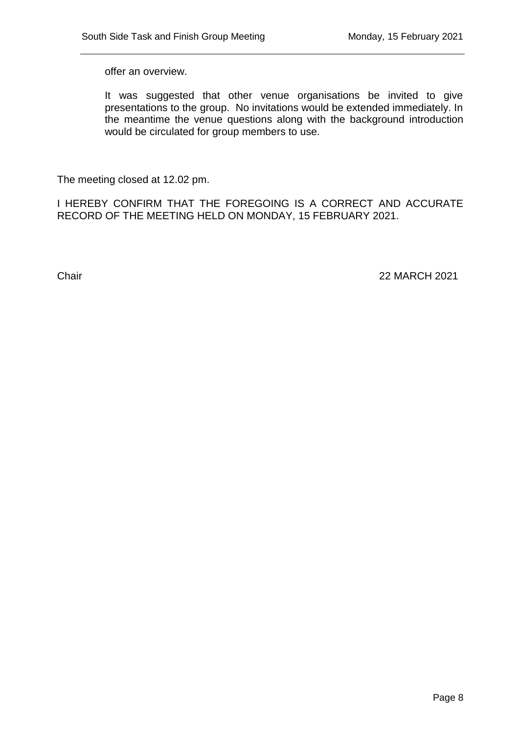offer an overview.

It was suggested that other venue organisations be invited to give presentations to the group. No invitations would be extended immediately. In the meantime the venue questions along with the background introduction would be circulated for group members to use.

The meeting closed at 12.02 pm.

I HEREBY CONFIRM THAT THE FOREGOING IS A CORRECT AND ACCURATE RECORD OF THE MEETING HELD ON MONDAY, 15 FEBRUARY 2021.

Chair 22 MARCH 2021